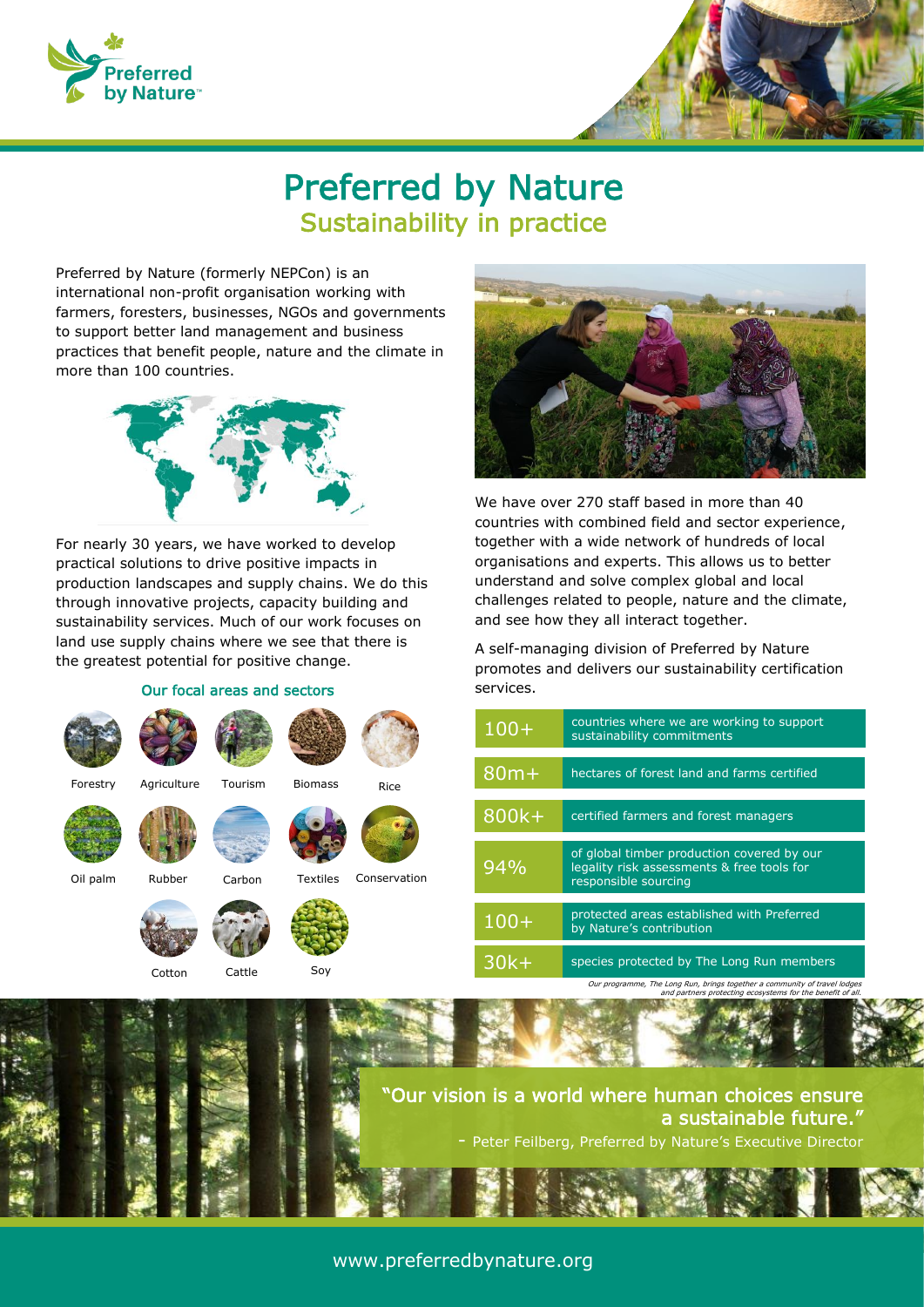# Preferred by Nature

## Sustainability in practice

Preferred by Nature (formerly NEPCon) is an international non-profit organisation working with farmers, foresters, businesses, NGOs and governments to support better land management and business practices that benefit people, nature and the climate in more than 100 countries.

For nearly 30 years, we have worked to develop practical solutions to drive positive impacts in production landscapes and supply chains. We do this through innovative projects, capacity building and sustainability services. Much of our work focuses on land use supply chains where we see that there is the greatest potential for positive change.

### Our focal areas and sectors

- Forestry
- Agriculture
- Tourism
- Biomass
- Rice
- Oil palm
- Rubber
- Carbon
- Textiles
- Conservation
- Cotton
- Cattle
- Soy

We have over 270 staff based in more than 40 countries with combined field and sector experience, together with a wide network of hundreds of local organisations and experts. This allows us to better understand and solve complex global and local challenges related to people, nature and the climate, and see how they all interact together.

A self-managing division of Preferred by Nature promotes and delivers our sustainability certification services.

| | |
|---|---|
| 100+ | countries where we are working to support sustainability commitments |
| 80m+ | hectares of forest land and farms certified |
| 800k+ | certified farmers and forest managers |
| 94% | of global timber production covered by our legality risk assessments & free tools for responsible sourcing |
| 100+ | protected areas established with Preferred by Nature's contribution |
| 30k+ | species protected by The Long Run members |

*Our programme, The Long Run, brings together a community of travel lodges and partners protecting ecosystems for the benefit of all.*

> "Our vision is a world where human choices ensure a sustainable future."
>
> - Peter Feilberg, Preferred by Nature's Executive Director

www.preferredbynature.org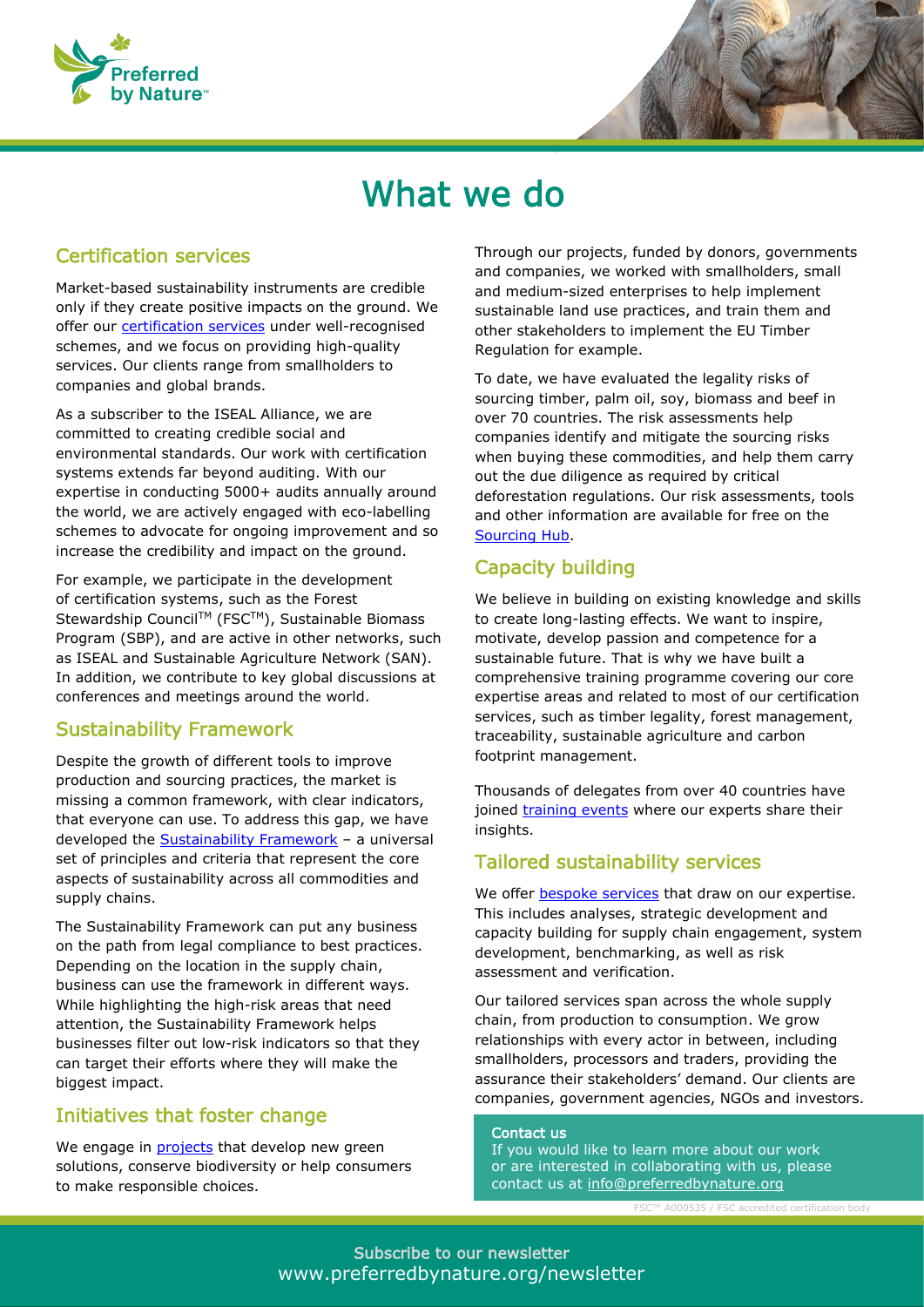# What we do

## Certification services

Market-based sustainability instruments are credible only if they create positive impacts on the ground. We offer our certification services under well-recognised schemes, and we focus on providing high-quality services. Our clients range from smallholders to companies and global brands.

As a subscriber to the ISEAL Alliance, we are committed to creating credible social and environmental standards. Our work with certification systems extends far beyond auditing. With our expertise in conducting 5000+ audits annually around the world, we are actively engaged with eco-labelling schemes to advocate for ongoing improvement and so increase the credibility and impact on the ground.

For example, we participate in the development of certification systems, such as the Forest Stewardship Council™ (FSC™), Sustainable Biomass Program (SBP), and are active in other networks, such as ISEAL and Sustainable Agriculture Network (SAN). In addition, we contribute to key global discussions at conferences and meetings around the world.

## Sustainability Framework

Despite the growth of different tools to improve production and sourcing practices, the market is missing a common framework, with clear indicators, that everyone can use. To address this gap, we have developed the Sustainability Framework – a universal set of principles and criteria that represent the core aspects of sustainability across all commodities and supply chains.

The Sustainability Framework can put any business on the path from legal compliance to best practices. Depending on the location in the supply chain, business can use the framework in different ways. While highlighting the high-risk areas that need attention, the Sustainability Framework helps businesses filter out low-risk indicators so that they can target their efforts where they will make the biggest impact.

## Initiatives that foster change

We engage in projects that develop new green solutions, conserve biodiversity or help consumers to make responsible choices.

Through our projects, funded by donors, governments and companies, we worked with smallholders, small and medium-sized enterprises to help implement sustainable land use practices, and train them and other stakeholders to implement the EU Timber Regulation for example.

To date, we have evaluated the legality risks of sourcing timber, palm oil, soy, biomass and beef in over 70 countries. The risk assessments help companies identify and mitigate the sourcing risks when buying these commodities, and help them carry out the due diligence as required by critical deforestation regulations. Our risk assessments, tools and other information are available for free on the Sourcing Hub.

## Capacity building

We believe in building on existing knowledge and skills to create long-lasting effects. We want to inspire, motivate, develop passion and competence for a sustainable future. That is why we have built a comprehensive training programme covering our core expertise areas and related to most of our certification services, such as timber legality, forest management, traceability, sustainable agriculture and carbon footprint management.

Thousands of delegates from over 40 countries have joined training events where our experts share their insights.

## Tailored sustainability services

We offer bespoke services that draw on our expertise. This includes analyses, strategic development and capacity building for supply chain engagement, system development, benchmarking, as well as risk assessment and verification.

Our tailored services span across the whole supply chain, from production to consumption. We grow relationships with every actor in between, including smallholders, processors and traders, providing the assurance their stakeholders' demand. Our clients are companies, government agencies, NGOs and investors.

**Contact us**
If you would like to learn more about our work or are interested in collaborating with us, please contact us at info@preferredbynature.org

FSC™ A000535 / FSC accredited certification body

Subscribe to our newsletter
www.preferredbynature.org/newsletter